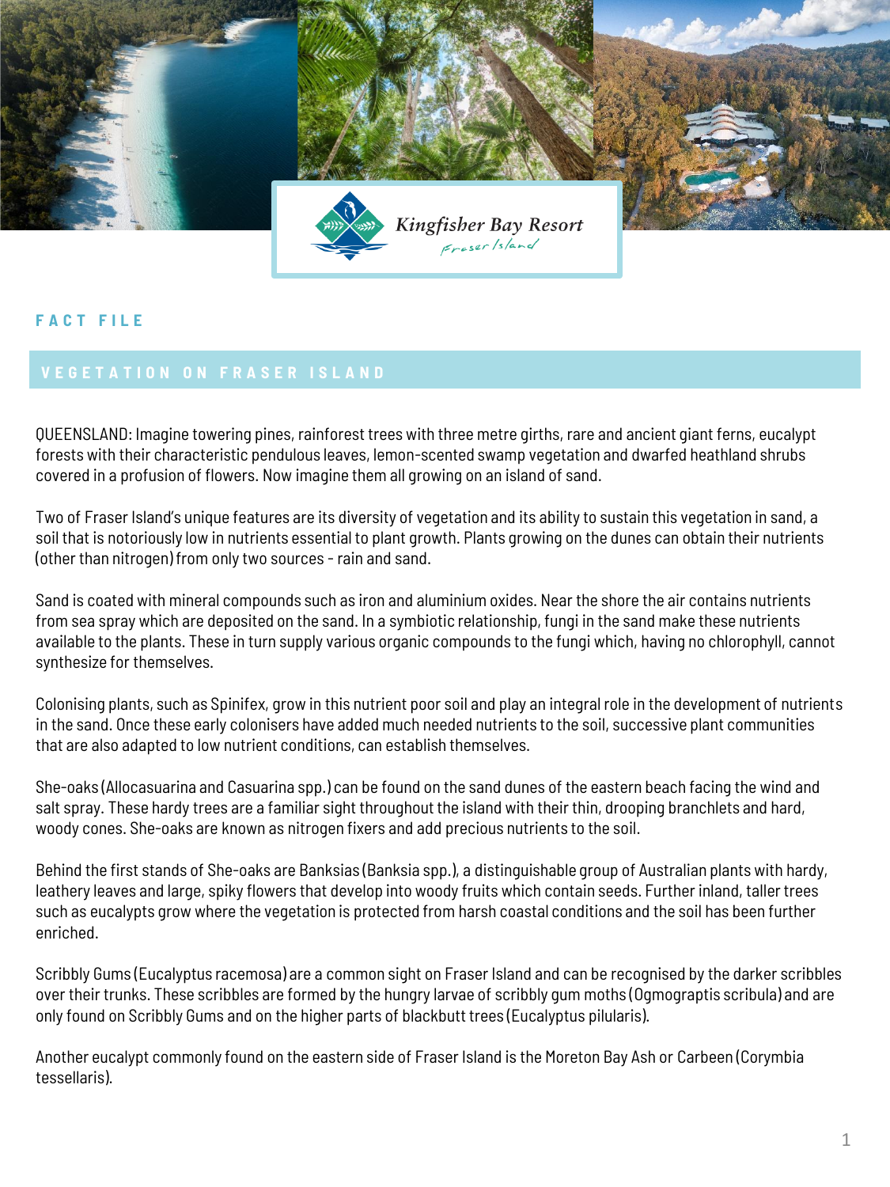FACT FILE

# VEGETATION ON FRASER ISLAND

QUEENSLAND: Imagine towering pines, rainforest trees with three metre girths, rare and ancient giant ferns, eucalypt forests with their characteristic pendulous leaves, lemon-scented swamp vegetation and dwarfed heathland shrubs covered in a profusion of flowers. Now imagine them all growing on an island of sand.

Two of Fraser Island's unique features are its diversity of vegetation and its ability to sustain this vegetation in sand, a soil that is notoriously low in nutrients essential to plant growth. Plants growing on the dunes can obtain their nutrients (other than nitrogen) from only two sources - rain and sand.

Sand is coated with mineral compounds such as iron and aluminium oxides. Near the shore the air contains nutrients from sea spray which are deposited on the sand. In a symbiotic relationship, fungi in the sand make these nutrients available to the plants. These in turn supply various organic compounds to the fungi which, having no chlorophyll, cannot synthesize for themselves.

Colonising plants, such as Spinifex, grow in this nutrient poor soil and play an integral role in the development of nutrients in the sand. Once these early colonisers have added much needed nutrients to the soil, successive plant communities that are also adapted to low nutrient conditions, can establish themselves.

She-oaks (Allocasuarina and Casuarina spp.) can be found on the sand dunes of the eastern beach facing the wind and salt spray. These hardy trees are a familiar sight throughout the island with their thin, drooping branchlets and hard, woody cones. She-oaks are known as nitrogen fixers and add precious nutrients to the soil.

Behind the first stands of She-oaks are Banksias (Banksia spp.), a distinguishable group of Australian plants with hardy, leathery leaves and large, spiky flowers that develop into woody fruits which contain seeds. Further inland, taller trees such as eucalypts grow where the vegetation is protected from harsh coastal conditions and the soil has been further enriched.

Scribbly Gums (Eucalyptus racemosa) are a common sight on Fraser Island and can be recognised by the darker scribbles over their trunks. These scribbles are formed by the hungry larvae of scribbly gum moths (Ogmograptis scribula) and are only found on Scribbly Gums and on the higher parts of blackbutt trees (Eucalyptus pilularis).

Another eucalypt commonly found on the eastern side of Fraser Island is the Moreton Bay Ash or Carbeen (Corymbia tessellaris).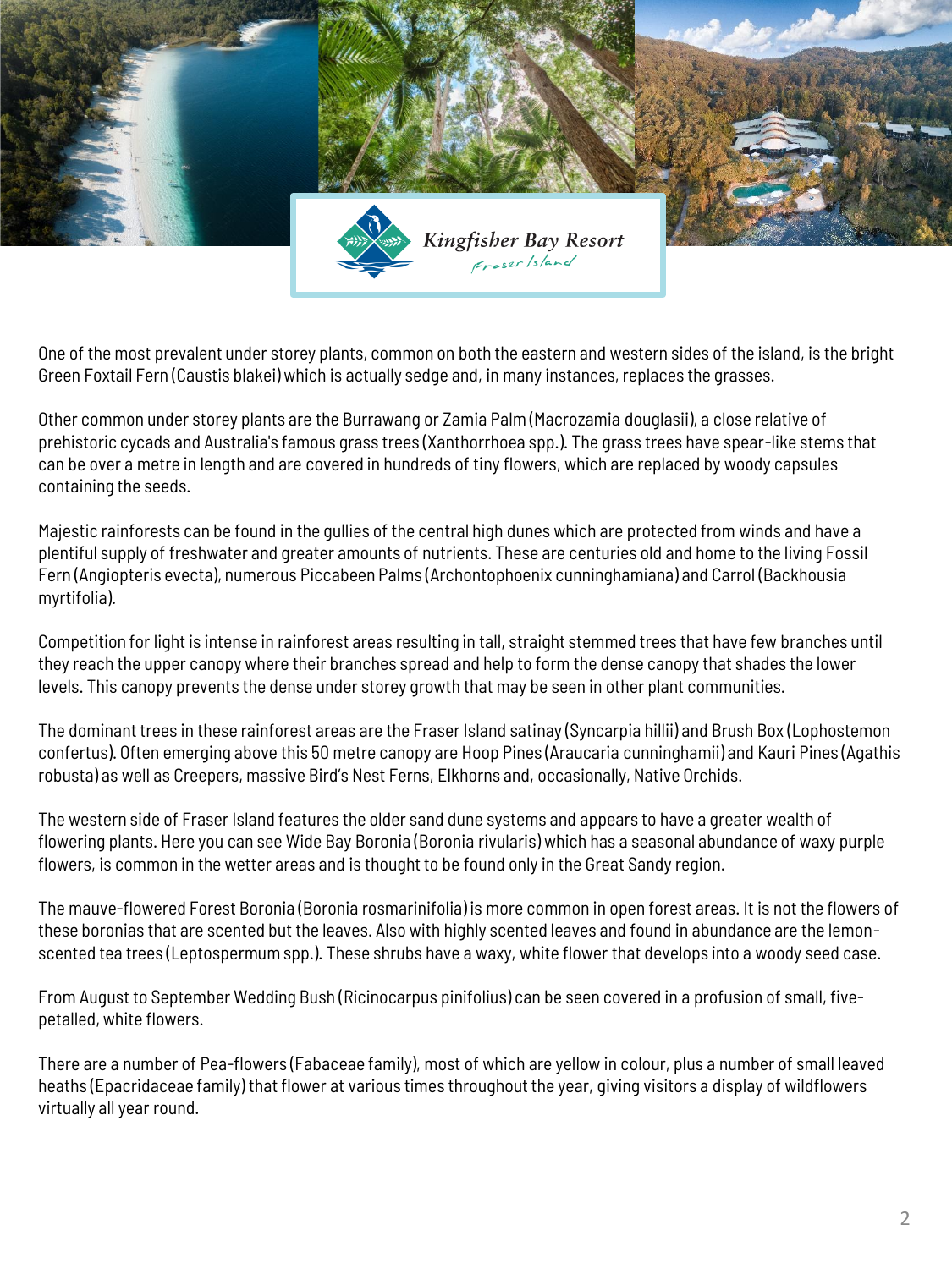One of the most prevalent under storey plants, common on both the eastern and western sides of the island, is the bright Green Foxtail Fern (Caustis blakei) which is actually sedge and, in many instances, replaces the grasses.

Other common under storey plants are the Burrawang or Zamia Palm (Macrozamia douglasii), a close relative of prehistoric cycads and Australia's famous grass trees (Xanthorrhoea spp.). The grass trees have spear-like stems that can be over a metre in length and are covered in hundreds of tiny flowers, which are replaced by woody capsules containing the seeds.

Majestic rainforests can be found in the gullies of the central high dunes which are protected from winds and have a plentiful supply of freshwater and greater amounts of nutrients. These are centuries old and home to the living Fossil Fern (Angiopteris evecta), numerous Piccabeen Palms (Archontophoenix cunninghamiana) and Carrol (Backhousia myrtifolia).

Competition for light is intense in rainforest areas resulting in tall, straight stemmed trees that have few branches until they reach the upper canopy where their branches spread and help to form the dense canopy that shades the lower levels. This canopy prevents the dense under storey growth that may be seen in other plant communities.

The dominant trees in these rainforest areas are the Fraser Island satinay (Syncarpia hillii) and Brush Box (Lophostemon confertus). Often emerging above this 50 metre canopy are Hoop Pines (Araucaria cunninghamii) and Kauri Pines (Agathis robusta) as well as Creepers, massive Bird's Nest Ferns, Elkhorns and, occasionally, Native Orchids.

The western side of Fraser Island features the older sand dune systems and appears to have a greater wealth of flowering plants. Here you can see Wide Bay Boronia (Boronia rivularis) which has a seasonal abundance of waxy purple flowers, is common in the wetter areas and is thought to be found only in the Great Sandy region.

The mauve-flowered Forest Boronia (Boronia rosmarinifolia) is more common in open forest areas. It is not the flowers of these boronias that are scented but the leaves. Also with highly scented leaves and found in abundance are the lemon-scented tea trees (Leptospermum spp.). These shrubs have a waxy, white flower that develops into a woody seed case.

From August to September Wedding Bush (Ricinocarpus pinifolius) can be seen covered in a profusion of small, five-petalled, white flowers.

There are a number of Pea-flowers (Fabaceae family), most of which are yellow in colour, plus a number of small leaved heaths (Epacridaceae family) that flower at various times throughout the year, giving visitors a display of wildflowers virtually all year round.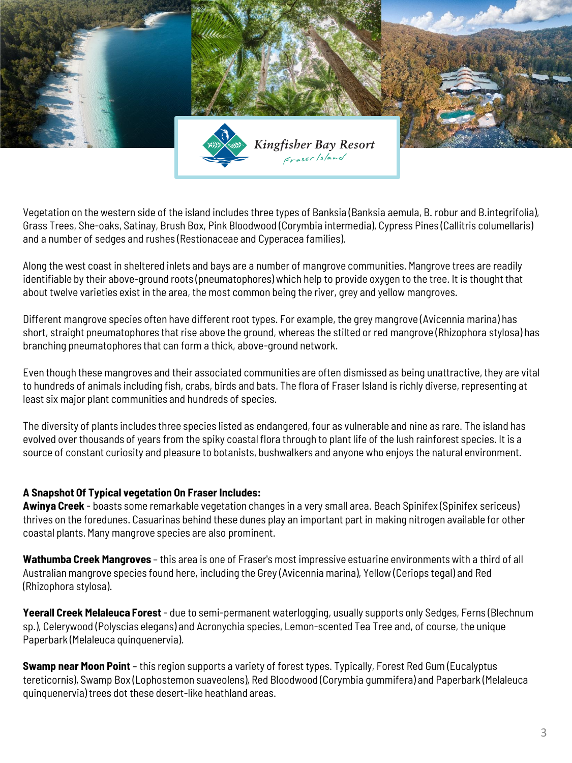Vegetation on the western side of the island includes three types of Banksia (Banksia aemula, B. robur and B.integrifolia), Grass Trees, She-oaks, Satinay, Brush Box, Pink Bloodwood (Corymbia intermedia), Cypress Pines (Callitris columellaris) and a number of sedges and rushes (Restionaceae and Cyperacea families).

Along the west coast in sheltered inlets and bays are a number of mangrove communities. Mangrove trees are readily identifiable by their above-ground roots (pneumatophores) which help to provide oxygen to the tree. It is thought that about twelve varieties exist in the area, the most common being the river, grey and yellow mangroves.

Different mangrove species often have different root types. For example, the grey mangrove (Avicennia marina) has short, straight pneumatophores that rise above the ground, whereas the stilted or red mangrove (Rhizophora stylosa) has branching pneumatophores that can form a thick, above-ground network.

Even though these mangroves and their associated communities are often dismissed as being unattractive, they are vital to hundreds of animals including fish, crabs, birds and bats. The flora of Fraser Island is richly diverse, representing at least six major plant communities and hundreds of species.

The diversity of plants includes three species listed as endangered, four as vulnerable and nine as rare. The island has evolved over thousands of years from the spiky coastal flora through to plant life of the lush rainforest species. It is a source of constant curiosity and pleasure to botanists, bushwalkers and anyone who enjoys the natural environment.

**A Snapshot Of Typical vegetation On Fraser Includes:**

**Awinya Creek** - boasts some remarkable vegetation changes in a very small area. Beach Spinifex (Spinifex sericeus) thrives on the foredunes. Casuarinas behind these dunes play an important part in making nitrogen available for other coastal plants. Many mangrove species are also prominent.

**Wathumba Creek Mangroves** – this area is one of Fraser's most impressive estuarine environments with a third of all Australian mangrove species found here, including the Grey (Avicennia marina), Yellow (Ceriops tegal) and Red (Rhizophora stylosa).

**Yeerall Creek Melaleuca Forest** - due to semi-permanent waterlogging, usually supports only Sedges, Ferns (Blechnum sp.), Celerywood (Polyscias elegans) and Acronychia species, Lemon-scented Tea Tree and, of course, the unique Paperbark (Melaleuca quinquenervia).

**Swamp near Moon Point** – this region supports a variety of forest types. Typically, Forest Red Gum (Eucalyptus tereticornis), Swamp Box (Lophostemon suaveolens), Red Bloodwood (Corymbia gummifera) and Paperbark (Melaleuca quinquenervia) trees dot these desert-like heathland areas.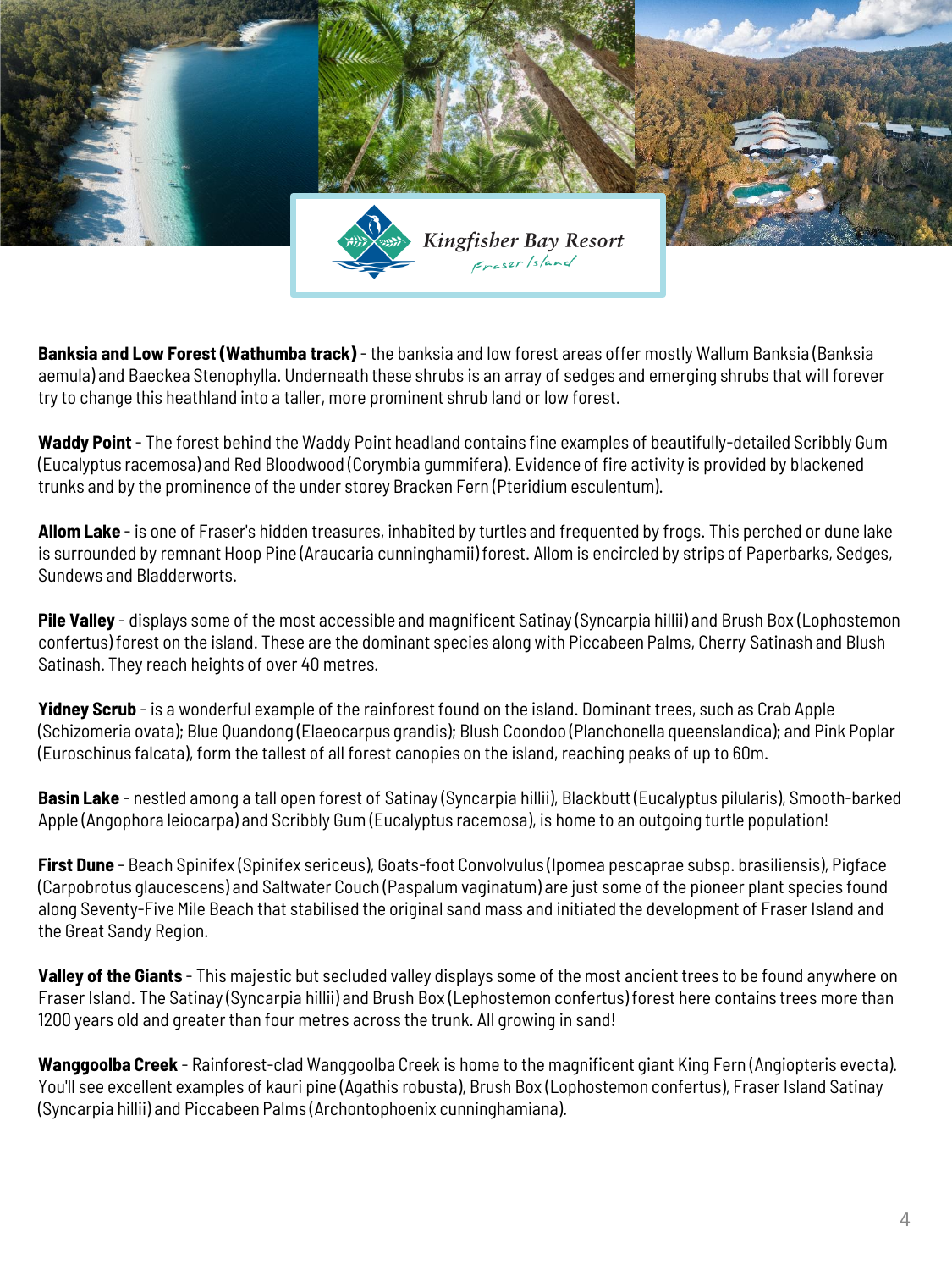**Banksia and Low Forest (Wathumba track)** - the banksia and low forest areas offer mostly Wallum Banksia (Banksia aemula) and Baeckea Stenophylla. Underneath these shrubs is an array of sedges and emerging shrubs that will forever try to change this heathland into a taller, more prominent shrub land or low forest.

**Waddy Point** - The forest behind the Waddy Point headland contains fine examples of beautifully-detailed Scribbly Gum (Eucalyptus racemosa) and Red Bloodwood (Corymbia gummifera). Evidence of fire activity is provided by blackened trunks and by the prominence of the under storey Bracken Fern (Pteridium esculentum).

**Allom Lake** - is one of Fraser's hidden treasures, inhabited by turtles and frequented by frogs. This perched or dune lake is surrounded by remnant Hoop Pine (Araucaria cunninghamii) forest. Allom is encircled by strips of Paperbarks, Sedges, Sundews and Bladderworts.

**Pile Valley** - displays some of the most accessible and magnificent Satinay (Syncarpia hillii) and Brush Box (Lophostemon confertus) forest on the island. These are the dominant species along with Piccabeen Palms, Cherry Satinash and Blush Satinash. They reach heights of over 40 metres.

**Yidney Scrub** - is a wonderful example of the rainforest found on the island. Dominant trees, such as Crab Apple (Schizomeria ovata); Blue Quandong (Elaeocarpus grandis); Blush Coondoo (Planchonella queenslandica); and Pink Poplar (Euroschinus falcata), form the tallest of all forest canopies on the island, reaching peaks of up to 60m.

**Basin Lake** - nestled among a tall open forest of Satinay (Syncarpia hillii), Blackbutt (Eucalyptus pilularis), Smooth-barked Apple (Angophora leiocarpa) and Scribbly Gum (Eucalyptus racemosa), is home to an outgoing turtle population!

**First Dune** - Beach Spinifex (Spinifex sericeus), Goats-foot Convolvulus (Ipomea pescaprae subsp. brasiliensis), Pigface (Carpobrotus glaucescens) and Saltwater Couch (Paspalum vaginatum) are just some of the pioneer plant species found along Seventy-Five Mile Beach that stabilised the original sand mass and initiated the development of Fraser Island and the Great Sandy Region.

**Valley of the Giants** - This majestic but secluded valley displays some of the most ancient trees to be found anywhere on Fraser Island. The Satinay (Syncarpia hillii) and Brush Box (Lephostemon confertus) forest here contains trees more than 1200 years old and greater than four metres across the trunk. All growing in sand!

**Wanggoolba Creek** - Rainforest-clad Wanggoolba Creek is home to the magnificent giant King Fern (Angiopteris evecta). You'll see excellent examples of kauri pine (Agathis robusta), Brush Box (Lophostemon confertus), Fraser Island Satinay (Syncarpia hillii) and Piccabeen Palms (Archontophoenix cunninghamiana).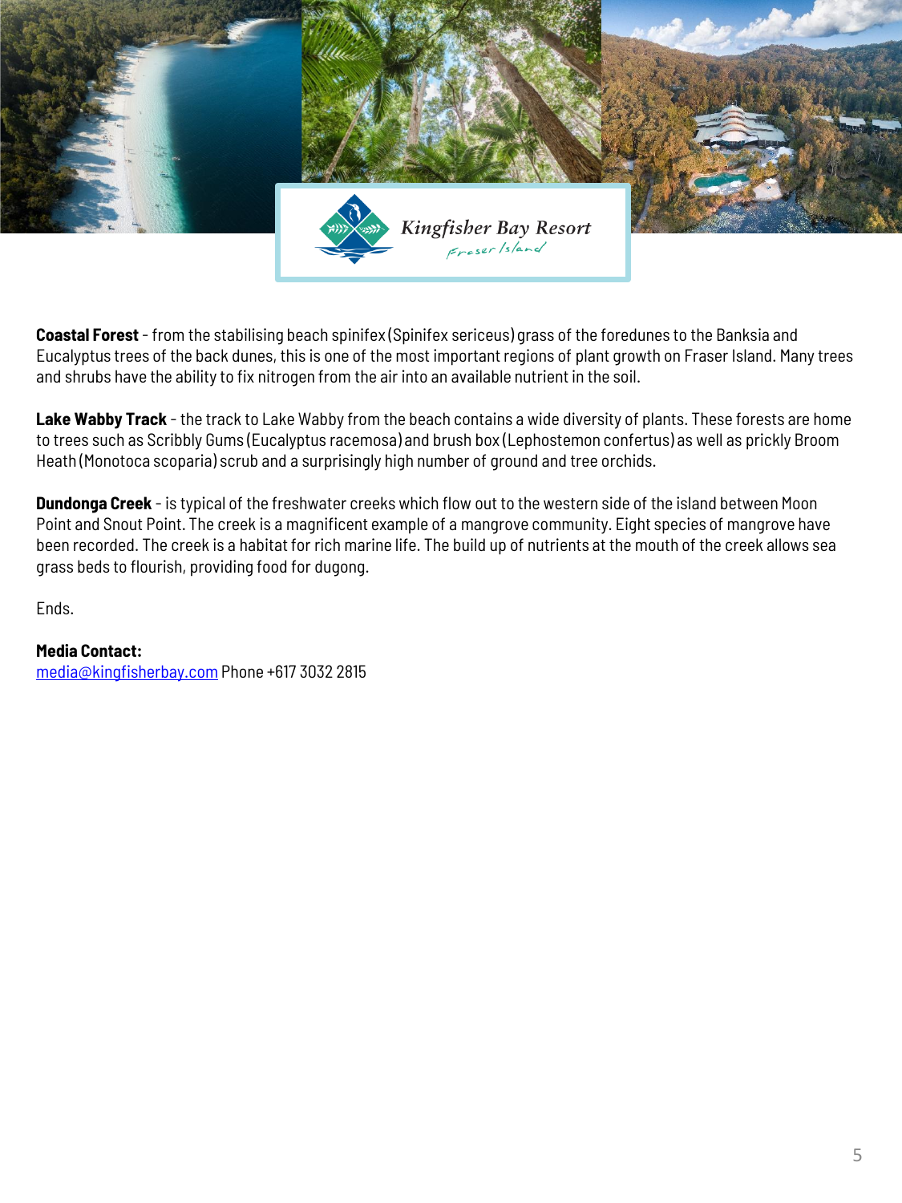**Coastal Forest** - from the stabilising beach spinifex (Spinifex sericeus) grass of the foredunes to the Banksia and Eucalyptus trees of the back dunes, this is one of the most important regions of plant growth on Fraser Island. Many trees and shrubs have the ability to fix nitrogen from the air into an available nutrient in the soil.

**Lake Wabby Track** - the track to Lake Wabby from the beach contains a wide diversity of plants. These forests are home to trees such as Scribbly Gums (Eucalyptus racemosa) and brush box (Lephostemon confertus) as well as prickly Broom Heath (Monotoca scoparia) scrub and a surprisingly high number of ground and tree orchids.

**Dundonga Creek** - is typical of the freshwater creeks which flow out to the western side of the island between Moon Point and Snout Point. The creek is a magnificent example of a mangrove community. Eight species of mangrove have been recorded. The creek is a habitat for rich marine life. The build up of nutrients at the mouth of the creek allows sea grass beds to flourish, providing food for dugong.

Ends.

**Media Contact:**
media@kingfisherbay.com Phone +617 3032 2815